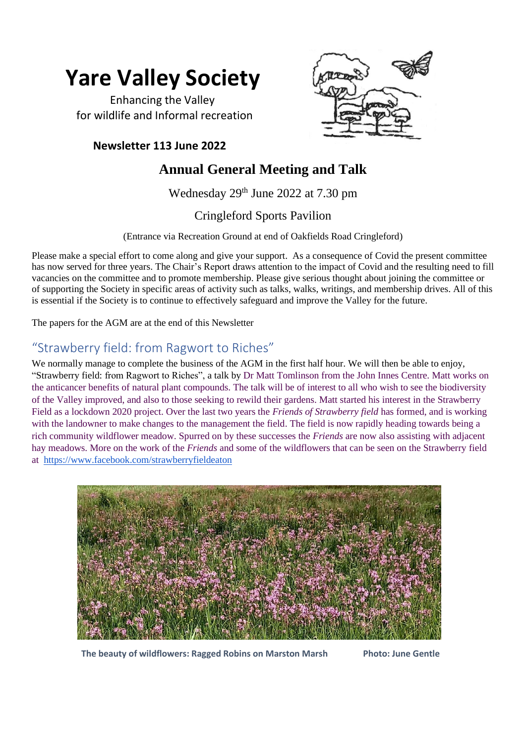# Yare Valley Society

Enhancing the Valley
for wildlife and Informal recreation

**Newsletter 113 June 2022**

## Annual General Meeting and Talk

Wednesday 29th June 2022 at 7.30 pm

Cringleford Sports Pavilion

(Entrance via Recreation Ground at end of Oakfields Road Cringleford)

Please make a special effort to come along and give your support. As a consequence of Covid the present committee has now served for three years. The Chair's Report draws attention to the impact of Covid and the resulting need to fill vacancies on the committee and to promote membership. Please give serious thought about joining the committee or of supporting the Society in specific areas of activity such as talks, walks, writings, and membership drives. All of this is essential if the Society is to continue to effectively safeguard and improve the Valley for the future.

The papers for the AGM are at the end of this Newsletter

## "Strawberry field: from Ragwort to Riches"

We normally manage to complete the business of the AGM in the first half hour. We will then be able to enjoy, "Strawberry field: from Ragwort to Riches", a talk by Dr Matt Tomlinson from the John Innes Centre. Matt works on the anticancer benefits of natural plant compounds. The talk will be of interest to all who wish to see the biodiversity of the Valley improved, and also to those seeking to rewild their gardens. Matt started his interest in the Strawberry Field as a lockdown 2020 project. Over the last two years the *Friends of Strawberry field* has formed, and is working with the landowner to make changes to the management the field. The field is now rapidly heading towards being a rich community wildflower meadow. Spurred on by these successes the *Friends* are now also assisting with adjacent hay meadows. More on the work of the *Friends* and some of the wildflowers that can be seen on the Strawberry field at https://www.facebook.com/strawberryfieldeaton

**The beauty of wildflowers: Ragged Robins on Marston Marsh** **Photo: June Gentle**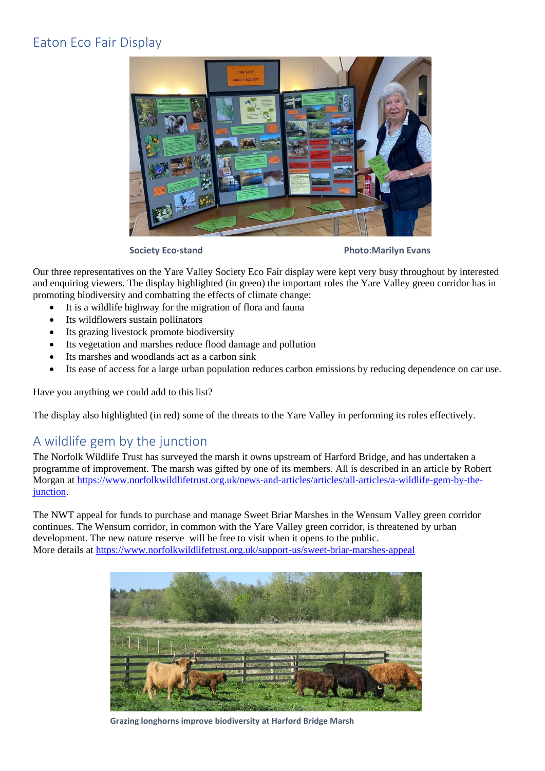## Eaton Eco Fair Display

Society Eco-stand Photo:Marilyn Evans

Our three representatives on the Yare Valley Society Eco Fair display were kept very busy throughout by interested and enquiring viewers. The display highlighted (in green) the important roles the Yare Valley green corridor has in promoting biodiversity and combatting the effects of climate change:

- It is a wildlife highway for the migration of flora and fauna
- Its wildflowers sustain pollinators
- Its grazing livestock promote biodiversity
- Its vegetation and marshes reduce flood damage and pollution
- Its marshes and woodlands act as a carbon sink
- Its ease of access for a large urban population reduces carbon emissions by reducing dependence on car use.

Have you anything we could add to this list?

The display also highlighted (in red) some of the threats to the Yare Valley in performing its roles effectively.

## A wildlife gem by the junction

The Norfolk Wildlife Trust has surveyed the marsh it owns upstream of Harford Bridge, and has undertaken a programme of improvement. The marsh was gifted by one of its members. All is described in an article by Robert Morgan at https://www.norfolkwildlifetrust.org.uk/news-and-articles/articles/all-articles/a-wildlife-gem-by-the-junction.

The NWT appeal for funds to purchase and manage Sweet Briar Marshes in the Wensum Valley green corridor continues. The Wensum corridor, in common with the Yare Valley green corridor, is threatened by urban development. The new nature reserve will be free to visit when it opens to the public.
More details at https://www.norfolkwildlifetrust.org.uk/support-us/sweet-briar-marshes-appeal

Grazing longhorns improve biodiversity at Harford Bridge Marsh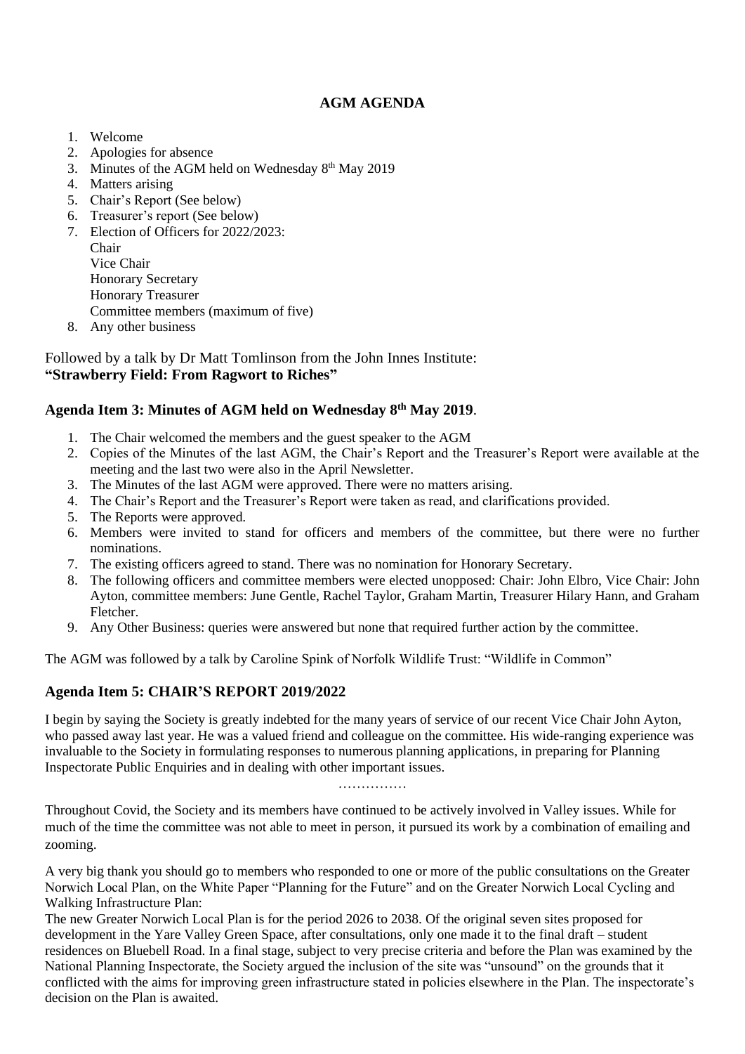## AGM AGENDA

1. Welcome
2. Apologies for absence
3. Minutes of the AGM held on Wednesday 8th May 2019
4. Matters arising
5. Chair's Report (See below)
6. Treasurer's report (See below)
7. Election of Officers for 2022/2023:
   Chair
   Vice Chair
   Honorary Secretary
   Honorary Treasurer
   Committee members (maximum of five)
8. Any other business

Followed by a talk by Dr Matt Tomlinson from the John Innes Institute:
**"Strawberry Field: From Ragwort to Riches"**

### Agenda Item 3: Minutes of AGM held on Wednesday 8th May 2019.

1. The Chair welcomed the members and the guest speaker to the AGM
2. Copies of the Minutes of the last AGM, the Chair's Report and the Treasurer's Report were available at the meeting and the last two were also in the April Newsletter.
3. The Minutes of the last AGM were approved. There were no matters arising.
4. The Chair's Report and the Treasurer's Report were taken as read, and clarifications provided.
5. The Reports were approved.
6. Members were invited to stand for officers and members of the committee, but there were no further nominations.
7. The existing officers agreed to stand. There was no nomination for Honorary Secretary.
8. The following officers and committee members were elected unopposed: Chair: John Elbro, Vice Chair: John Ayton, committee members: June Gentle, Rachel Taylor, Graham Martin, Treasurer Hilary Hann, and Graham Fletcher.
9. Any Other Business: queries were answered but none that required further action by the committee.

The AGM was followed by a talk by Caroline Spink of Norfolk Wildlife Trust: "Wildlife in Common"

### Agenda Item 5: CHAIR'S REPORT 2019/2022

I begin by saying the Society is greatly indebted for the many years of service of our recent Vice Chair John Ayton, who passed away last year. He was a valued friend and colleague on the committee. His wide-ranging experience was invaluable to the Society in formulating responses to numerous planning applications, in preparing for Planning Inspectorate Public Enquiries and in dealing with other important issues.

……………

Throughout Covid, the Society and its members have continued to be actively involved in Valley issues. While for much of the time the committee was not able to meet in person, it pursued its work by a combination of emailing and zooming.

A very big thank you should go to members who responded to one or more of the public consultations on the Greater Norwich Local Plan, on the White Paper "Planning for the Future" and on the Greater Norwich Local Cycling and Walking Infrastructure Plan:

The new Greater Norwich Local Plan is for the period 2026 to 2038. Of the original seven sites proposed for development in the Yare Valley Green Space, after consultations, only one made it to the final draft – student residences on Bluebell Road. In a final stage, subject to very precise criteria and before the Plan was examined by the National Planning Inspectorate, the Society argued the inclusion of the site was "unsound" on the grounds that it conflicted with the aims for improving green infrastructure stated in policies elsewhere in the Plan. The inspectorate's decision on the Plan is awaited.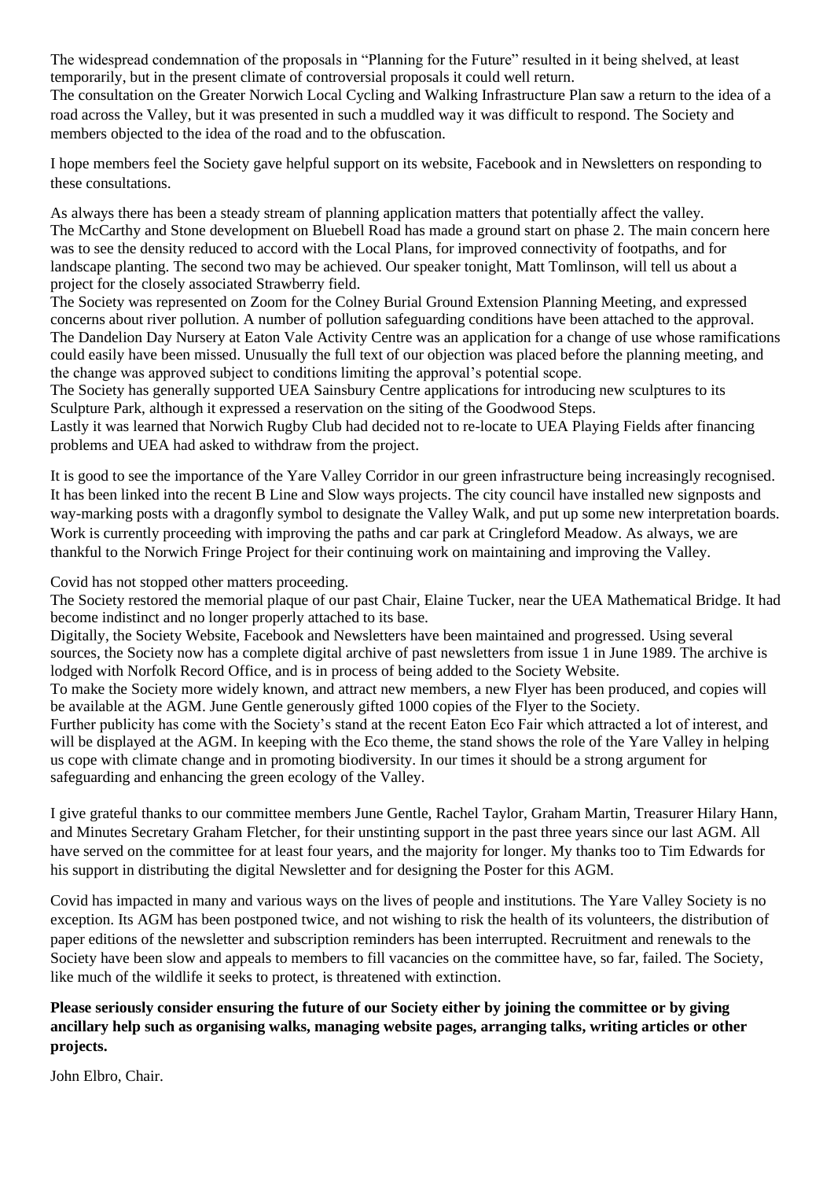The widespread condemnation of the proposals in "Planning for the Future" resulted in it being shelved, at least temporarily, but in the present climate of controversial proposals it could well return.
The consultation on the Greater Norwich Local Cycling and Walking Infrastructure Plan saw a return to the idea of a road across the Valley, but it was presented in such a muddled way it was difficult to respond. The Society and members objected to the idea of the road and to the obfuscation.

I hope members feel the Society gave helpful support on its website, Facebook and in Newsletters on responding to these consultations.

As always there has been a steady stream of planning application matters that potentially affect the valley.
The McCarthy and Stone development on Bluebell Road has made a ground start on phase 2. The main concern here was to see the density reduced to accord with the Local Plans, for improved connectivity of footpaths, and for landscape planting. The second two may be achieved. Our speaker tonight, Matt Tomlinson, will tell us about a project for the closely associated Strawberry field.
The Society was represented on Zoom for the Colney Burial Ground Extension Planning Meeting, and expressed concerns about river pollution. A number of pollution safeguarding conditions have been attached to the approval.
The Dandelion Day Nursery at Eaton Vale Activity Centre was an application for a change of use whose ramifications could easily have been missed. Unusually the full text of our objection was placed before the planning meeting, and the change was approved subject to conditions limiting the approval's potential scope.
The Society has generally supported UEA Sainsbury Centre applications for introducing new sculptures to its Sculpture Park, although it expressed a reservation on the siting of the Goodwood Steps.
Lastly it was learned that Norwich Rugby Club had decided not to re-locate to UEA Playing Fields after financing problems and UEA had asked to withdraw from the project.

It is good to see the importance of the Yare Valley Corridor in our green infrastructure being increasingly recognised. It has been linked into the recent B Line and Slow ways projects. The city council have installed new signposts and way-marking posts with a dragonfly symbol to designate the Valley Walk, and put up some new interpretation boards. Work is currently proceeding with improving the paths and car park at Cringleford Meadow. As always, we are thankful to the Norwich Fringe Project for their continuing work on maintaining and improving the Valley.

Covid has not stopped other matters proceeding.
The Society restored the memorial plaque of our past Chair, Elaine Tucker, near the UEA Mathematical Bridge. It had become indistinct and no longer properly attached to its base.
Digitally, the Society Website, Facebook and Newsletters have been maintained and progressed. Using several sources, the Society now has a complete digital archive of past newsletters from issue 1 in June 1989. The archive is lodged with Norfolk Record Office, and is in process of being added to the Society Website.
To make the Society more widely known, and attract new members, a new Flyer has been produced, and copies will be available at the AGM. June Gentle generously gifted 1000 copies of the Flyer to the Society.
Further publicity has come with the Society's stand at the recent Eaton Eco Fair which attracted a lot of interest, and will be displayed at the AGM. In keeping with the Eco theme, the stand shows the role of the Yare Valley in helping us cope with climate change and in promoting biodiversity. In our times it should be a strong argument for safeguarding and enhancing the green ecology of the Valley.

I give grateful thanks to our committee members June Gentle, Rachel Taylor, Graham Martin, Treasurer Hilary Hann, and Minutes Secretary Graham Fletcher, for their unstinting support in the past three years since our last AGM. All have served on the committee for at least four years, and the majority for longer. My thanks too to Tim Edwards for his support in distributing the digital Newsletter and for designing the Poster for this AGM.

Covid has impacted in many and various ways on the lives of people and institutions. The Yare Valley Society is no exception. Its AGM has been postponed twice, and not wishing to risk the health of its volunteers, the distribution of paper editions of the newsletter and subscription reminders has been interrupted. Recruitment and renewals to the Society have been slow and appeals to members to fill vacancies on the committee have, so far, failed. The Society, like much of the wildlife it seeks to protect, is threatened with extinction.

**Please seriously consider ensuring the future of our Society either by joining the committee or by giving ancillary help such as organising walks, managing website pages, arranging talks, writing articles or other projects.**

John Elbro, Chair.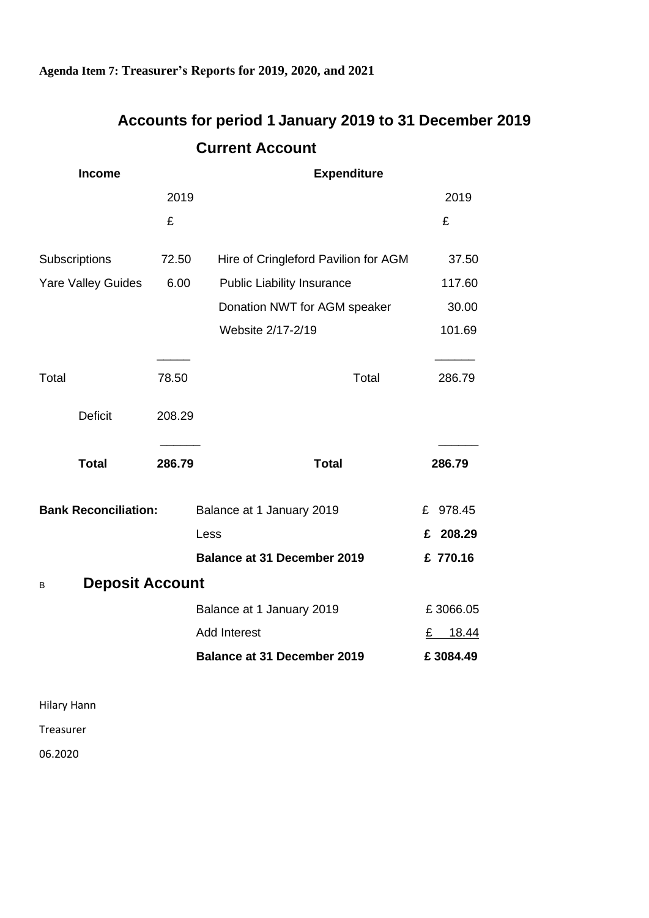**Agenda Item 7: Treasurer's Reports for 2019, 2020, and 2021**

## Accounts for period 1 January 2019 to 31 December 2019

### Current Account

| Income | 2019 £ | Expenditure | 2019 £ |
|---|---|---|---|
| Subscriptions | 72.50 | Hire of Cringleford Pavilion for AGM | 37.50 |
| Yare Valley Guides | 6.00 | Public Liability Insurance | 117.60 |
| | | Donation NWT for AGM speaker | 30.00 |
| | | Website 2/17-2/19 | 101.69 |
| Total | 78.50 | Total | 286.79 |
| Deficit | 208.29 | | |
| **Total** | **286.79** | **Total** | **286.79** |

| **Bank Reconciliation:** | | |
|---|---|---|
| | Balance at 1 January 2019 | £ 978.45 |
| | Less | **£ 208.29** |
| | **Balance at 31 December 2019** | **£ 770.16** |

B **Deposit Account**

| | |
|---|---|
| Balance at 1 January 2019 | £ 3066.05 |
| Add Interest | £ 18.44 |
| **Balance at 31 December 2019** | **£ 3084.49** |

Hilary Hann

Treasurer

06.2020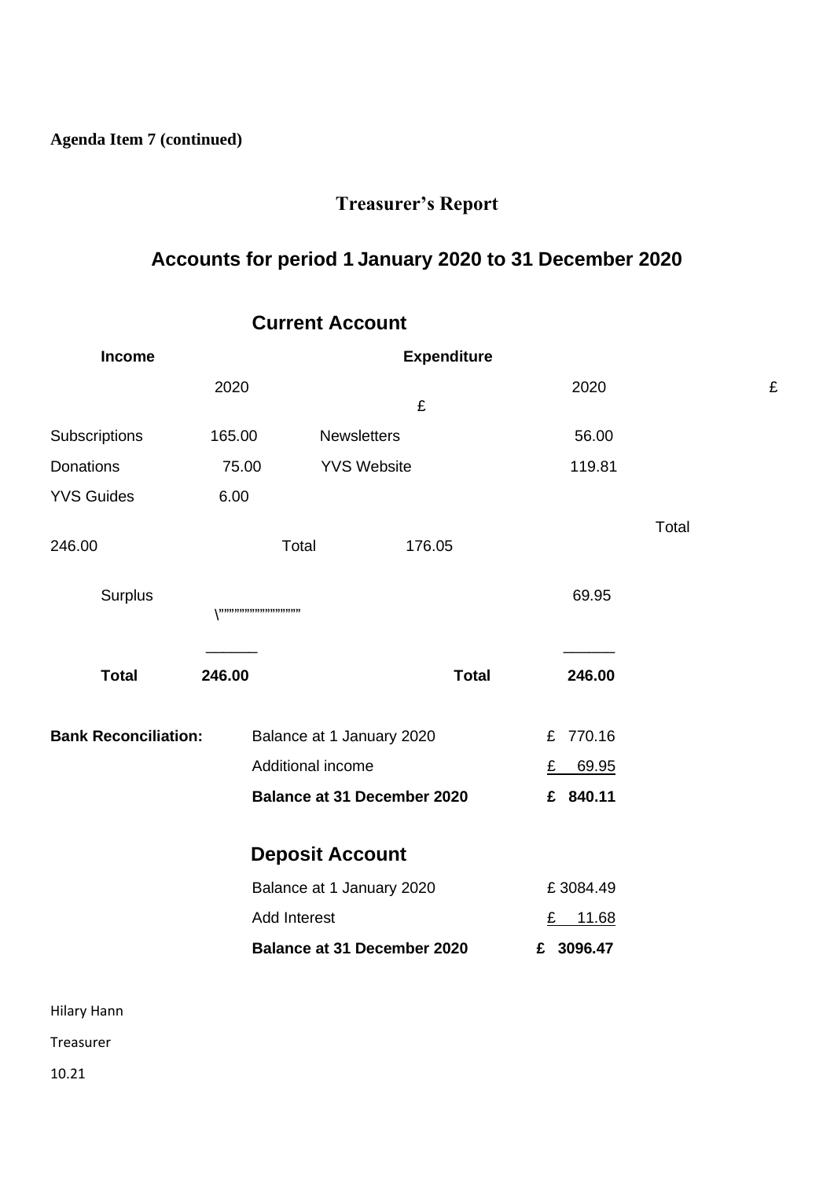**Agenda Item 7 (continued)**

## Treasurer's Report

## Accounts for period 1 January 2020 to 31 December 2020

### Current Account

| **Income** | | **Expenditure** | |
|---|---|---|---|
| | 2020 £ | | 2020 £ |
| Subscriptions | 165.00 | Newsletters | 56.00 |
| Donations | 75.00 | YVS Website | 119.81 |
| YVS Guides | 6.00 | | |
| Total | 246.00 | Total | 176.05 |
| | | Surplus | 69.95 |
| **Total** | **246.00** | **Total** | **246.00** |

**Bank Reconciliation:**

| | |
|---|---|
| Balance at 1 January 2020 | £ 770.16 |
| Additional income | £ 69.95 |
| **Balance at 31 December 2020** | **£ 840.11** |

### Deposit Account

| | |
|---|---|
| Balance at 1 January 2020 | £ 3084.49 |
| Add Interest | £ 11.68 |
| **Balance at 31 December 2020** | **£ 3096.47** |

Hilary Hann

Treasurer

10.21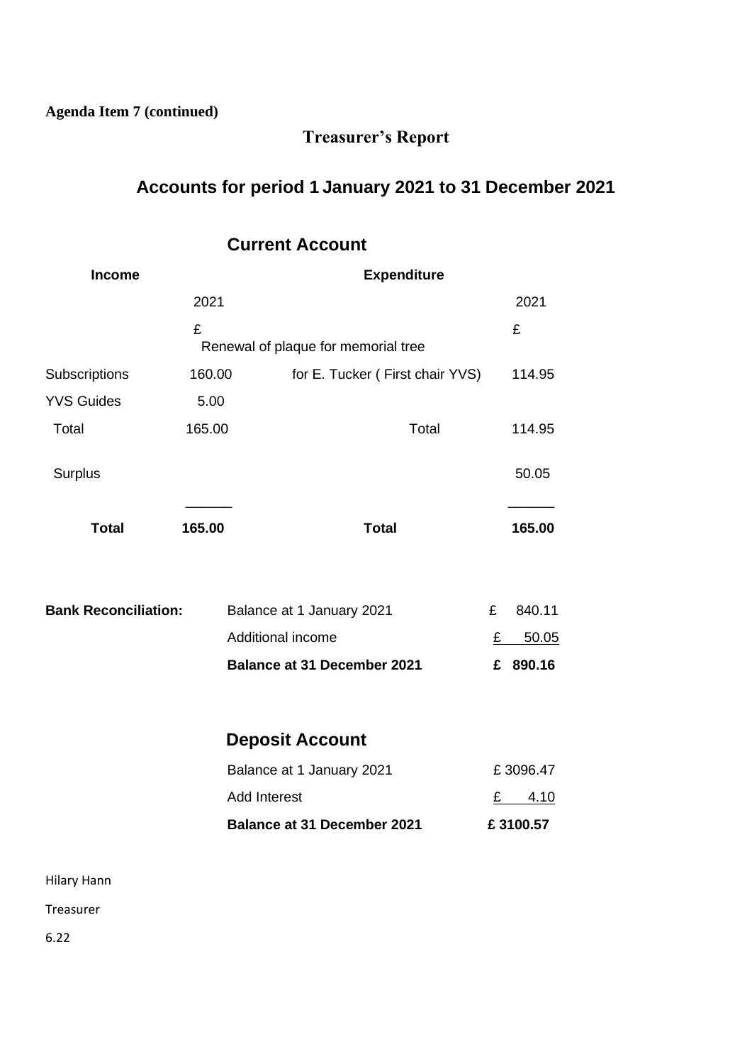**Agenda Item 7 (continued)**

## Treasurer's Report

# Accounts for period 1 January 2021 to 31 December 2021

## Current Account

| Income | | Expenditure | |
|---|---|---|---|
| | 2021 | | 2021 |
| | £ | | £ |
| Subscriptions | 160.00 | Renewal of plaque for memorial tree for E. Tucker ( First chair YVS) | 114.95 |
| YVS Guides | 5.00 | | |
| Total | 165.00 | Total | 114.95 |
| Surplus | | | 50.05 |
| **Total** | **165.00** | **Total** | **165.00** |

**Bank Reconciliation:**

| | |
|---|---|
| Balance at 1 January 2021 | £ 840.11 |
| Additional income | £ 50.05 |
| **Balance at 31 December 2021** | **£ 890.16** |

## Deposit Account

| | |
|---|---|
| Balance at 1 January 2021 | £ 3096.47 |
| Add Interest | £ 4.10 |
| **Balance at 31 December 2021** | **£ 3100.57** |

Hilary Hann

Treasurer

6.22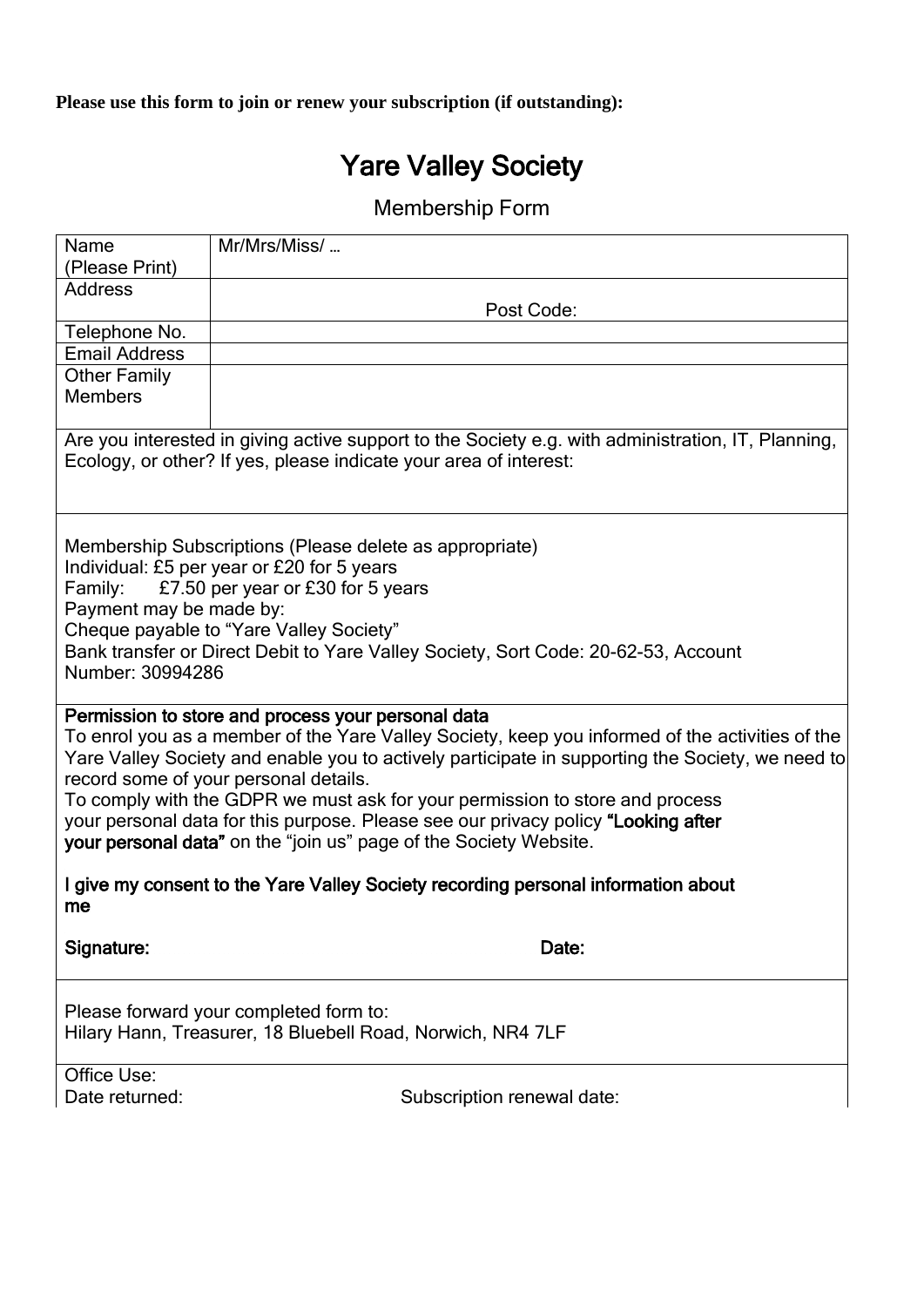**Please use this form to join or renew your subscription (if outstanding):**

# Yare Valley Society

## Membership Form

| | |
|---|---|
| Name (Please Print) | Mr/Mrs/Miss/ … |
| Address | Post Code: |
| Telephone No. | |
| Email Address | |
| Other Family Members | |

Are you interested in giving active support to the Society e.g. with administration, IT, Planning, Ecology, or other? If yes, please indicate your area of interest:

Membership Subscriptions (Please delete as appropriate)
Individual: £5 per year or £20 for 5 years
Family: £7.50 per year or £30 for 5 years
Payment may be made by:
Cheque payable to "Yare Valley Society"
Bank transfer or Direct Debit to Yare Valley Society, Sort Code: 20-62-53, Account Number: 30994286

**Permission to store and process your personal data**
To enrol you as a member of the Yare Valley Society, keep you informed of the activities of the Yare Valley Society and enable you to actively participate in supporting the Society, we need to record some of your personal details.
To comply with the GDPR we must ask for your permission to store and process your personal data for this purpose. Please see our privacy policy **"Looking after your personal data"** on the "join us" page of the Society Website.

**I give my consent to the Yare Valley Society recording personal information about me**

**Signature:** **Date:**

Please forward your completed form to:
Hilary Hann, Treasurer, 18 Bluebell Road, Norwich, NR4 7LF

Office Use:
Date returned: Subscription renewal date: